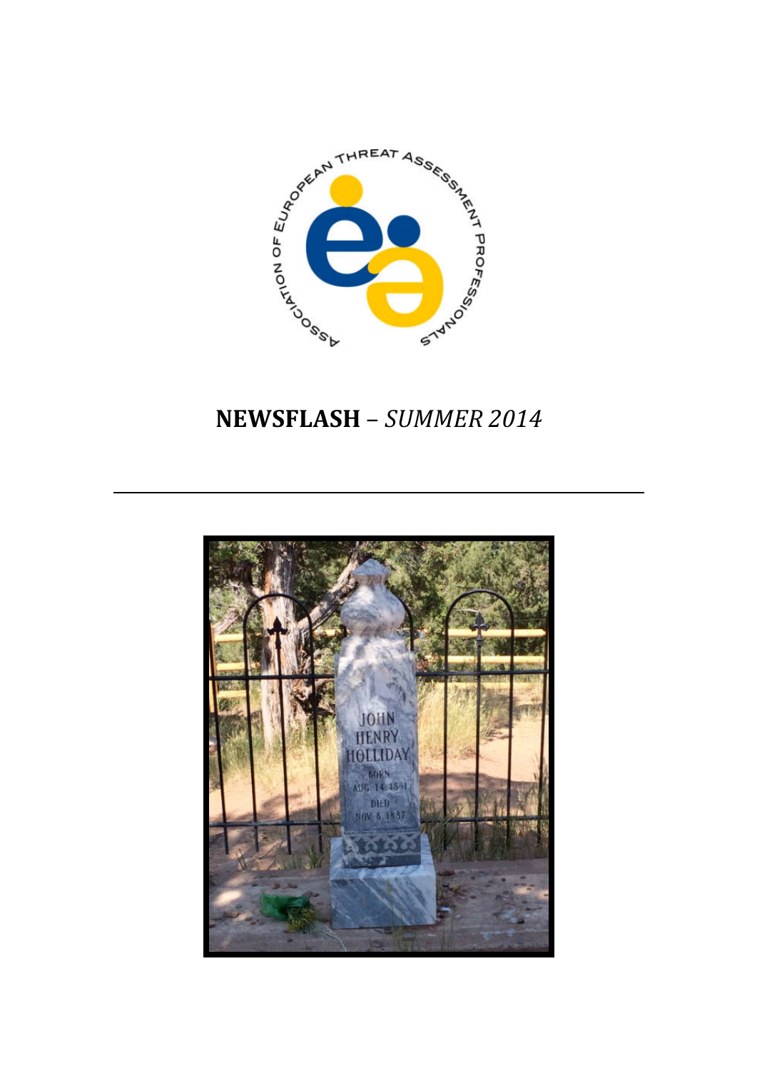# NEWSFLASH – *SUMMER 2014*

---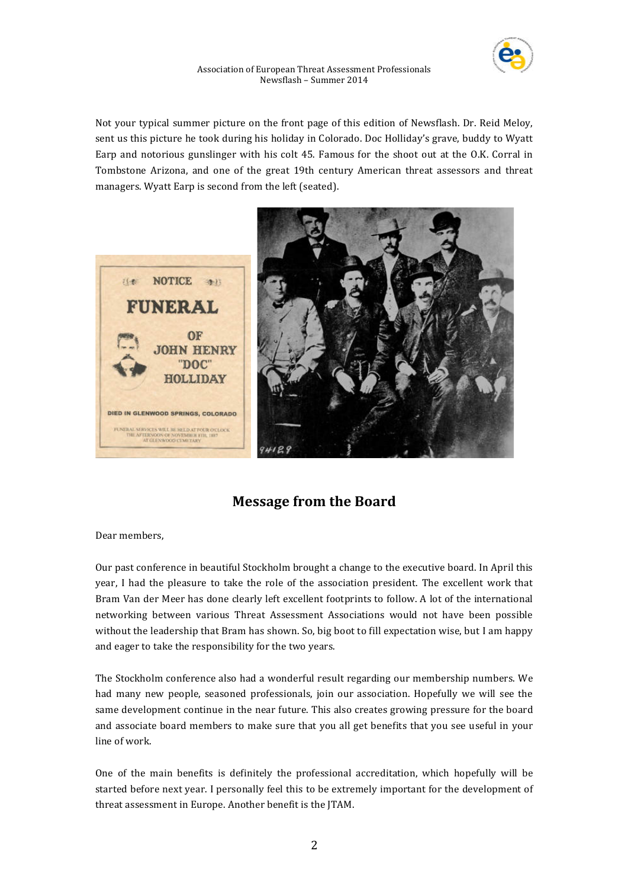Not your typical summer picture on the front page of this edition of Newsflash. Dr. Reid Meloy, sent us this picture he took during his holiday in Colorado. Doc Holliday's grave, buddy to Wyatt Earp and notorious gunslinger with his colt 45. Famous for the shoot out at the O.K. Corral in Tombstone Arizona, and one of the great 19th century American threat assessors and threat managers. Wyatt Earp is second from the left (seated).

## Message from the Board

Dear members,

Our past conference in beautiful Stockholm brought a change to the executive board. In April this year, I had the pleasure to take the role of the association president. The excellent work that Bram Van der Meer has done clearly left excellent footprints to follow. A lot of the international networking between various Threat Assessment Associations would not have been possible without the leadership that Bram has shown. So, big boot to fill expectation wise, but I am happy and eager to take the responsibility for the two years.

The Stockholm conference also had a wonderful result regarding our membership numbers. We had many new people, seasoned professionals, join our association. Hopefully we will see the same development continue in the near future. This also creates growing pressure for the board and associate board members to make sure that you all get benefits that you see useful in your line of work.

One of the main benefits is definitely the professional accreditation, which hopefully will be started before next year. I personally feel this to be extremely important for the development of threat assessment in Europe. Another benefit is the JTAM.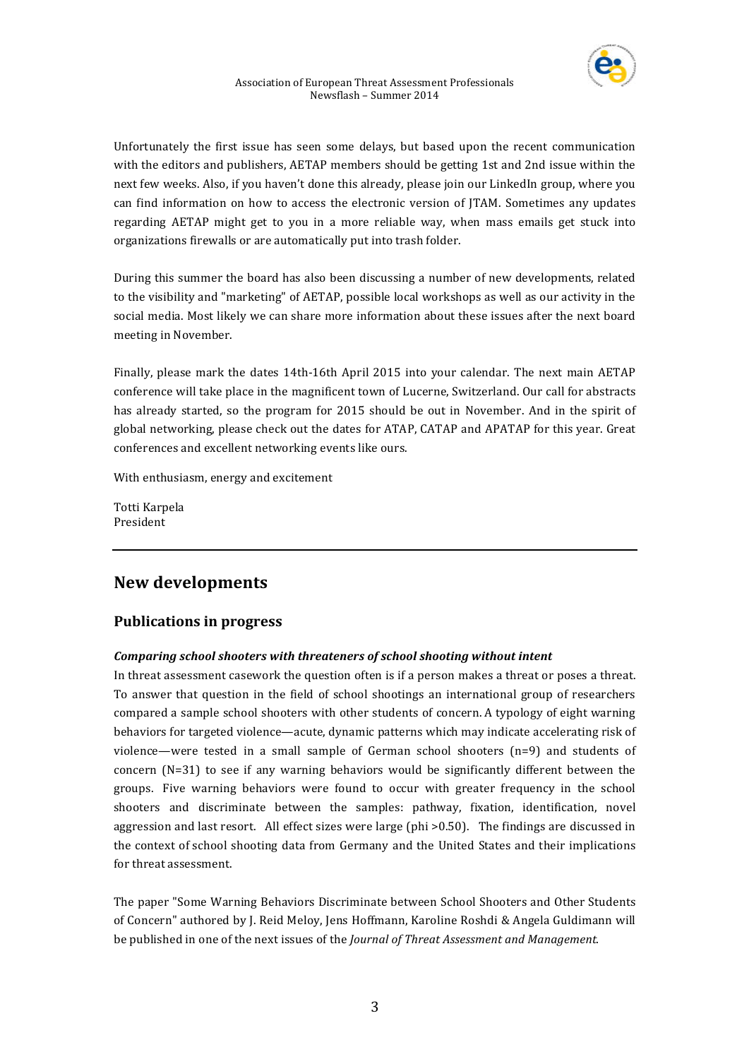Unfortunately the first issue has seen some delays, but based upon the recent communication with the editors and publishers, AETAP members should be getting 1st and 2nd issue within the next few weeks. Also, if you haven't done this already, please join our LinkedIn group, where you can find information on how to access the electronic version of JTAM. Sometimes any updates regarding AETAP might get to you in a more reliable way, when mass emails get stuck into organizations firewalls or are automatically put into trash folder.

During this summer the board has also been discussing a number of new developments, related to the visibility and "marketing" of AETAP, possible local workshops as well as our activity in the social media. Most likely we can share more information about these issues after the next board meeting in November.

Finally, please mark the dates 14th-16th April 2015 into your calendar. The next main AETAP conference will take place in the magnificent town of Lucerne, Switzerland. Our call for abstracts has already started, so the program for 2015 should be out in November. And in the spirit of global networking, please check out the dates for ATAP, CATAP and APATAP for this year. Great conferences and excellent networking events like ours.

With enthusiasm, energy and excitement

Totti Karpela
President

---

## New developments

### Publications in progress

***Comparing school shooters with threateners of school shooting without intent***

In threat assessment casework the question often is if a person makes a threat or poses a threat. To answer that question in the field of school shootings an international group of researchers compared a sample school shooters with other students of concern. A typology of eight warning behaviors for targeted violence—acute, dynamic patterns which may indicate accelerating risk of violence—were tested in a small sample of German school shooters (n=9) and students of concern (N=31) to see if any warning behaviors would be significantly different between the groups. Five warning behaviors were found to occur with greater frequency in the school shooters and discriminate between the samples: pathway, fixation, identification, novel aggression and last resort. All effect sizes were large (phi >0.50). The findings are discussed in the context of school shooting data from Germany and the United States and their implications for threat assessment.

The paper "Some Warning Behaviors Discriminate between School Shooters and Other Students of Concern" authored by J. Reid Meloy, Jens Hoffmann, Karoline Roshdi & Angela Guldimann will be published in one of the next issues of the *Journal of Threat Assessment and Management.*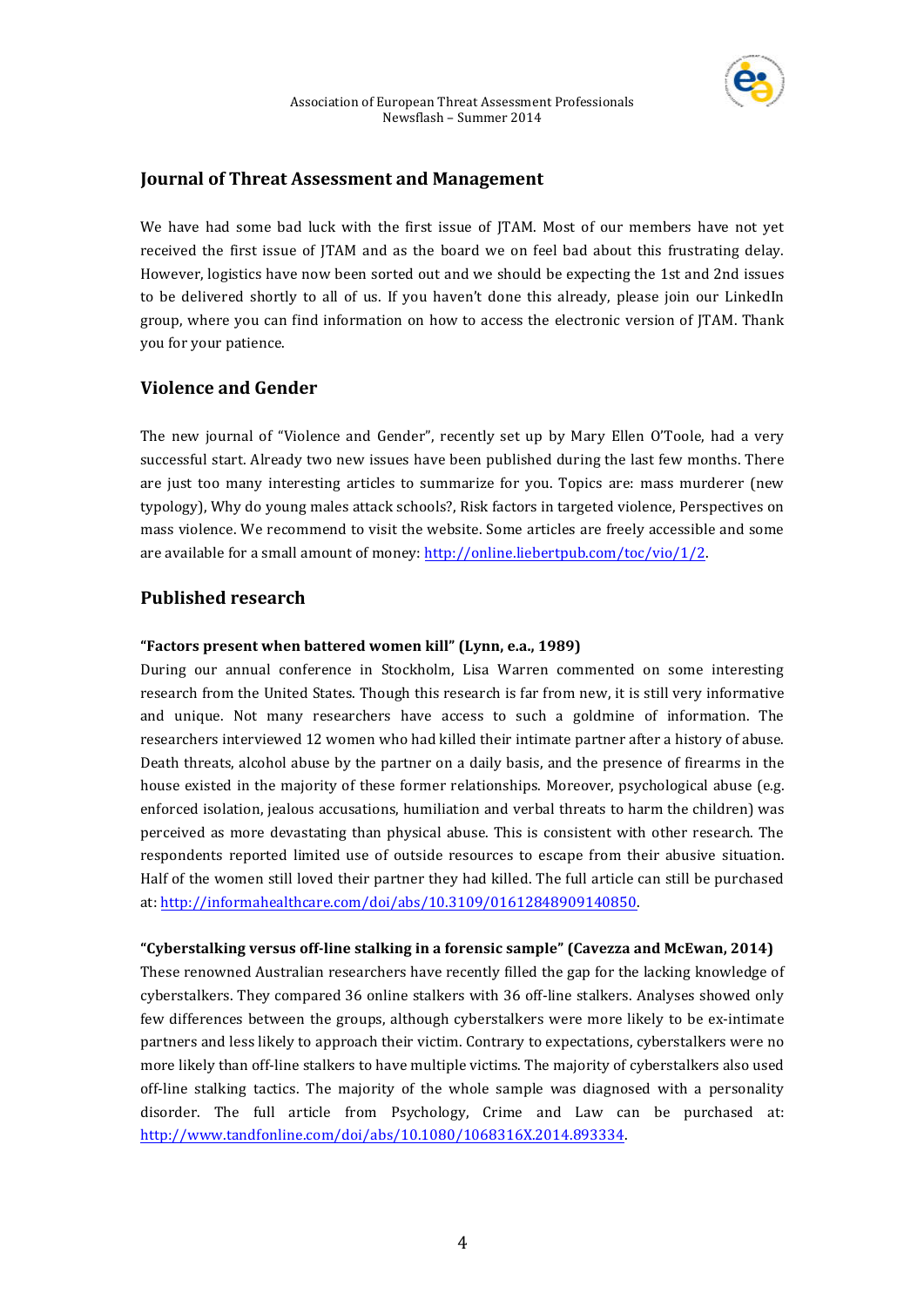## Journal of Threat Assessment and Management

We have had some bad luck with the first issue of JTAM. Most of our members have not yet received the first issue of JTAM and as the board we on feel bad about this frustrating delay. However, logistics have now been sorted out and we should be expecting the 1st and 2nd issues to be delivered shortly to all of us. If you haven't done this already, please join our LinkedIn group, where you can find information on how to access the electronic version of JTAM. Thank you for your patience.

## Violence and Gender

The new journal of "Violence and Gender", recently set up by Mary Ellen O'Toole, had a very successful start. Already two new issues have been published during the last few months. There are just too many interesting articles to summarize for you. Topics are: mass murderer (new typology), Why do young males attack schools?, Risk factors in targeted violence, Perspectives on mass violence. We recommend to visit the website. Some articles are freely accessible and some are available for a small amount of money: http://online.liebertpub.com/toc/vio/1/2.

## Published research

**"Factors present when battered women kill" (Lynn, e.a., 1989)**

During our annual conference in Stockholm, Lisa Warren commented on some interesting research from the United States. Though this research is far from new, it is still very informative and unique. Not many researchers have access to such a goldmine of information. The researchers interviewed 12 women who had killed their intimate partner after a history of abuse. Death threats, alcohol abuse by the partner on a daily basis, and the presence of firearms in the house existed in the majority of these former relationships. Moreover, psychological abuse (e.g. enforced isolation, jealous accusations, humiliation and verbal threats to harm the children) was perceived as more devastating than physical abuse. This is consistent with other research. The respondents reported limited use of outside resources to escape from their abusive situation. Half of the women still loved their partner they had killed. The full article can still be purchased at: http://informahealthcare.com/doi/abs/10.3109/01612848909140850.

**"Cyberstalking versus off-line stalking in a forensic sample" (Cavezza and McEwan, 2014)**

These renowned Australian researchers have recently filled the gap for the lacking knowledge of cyberstalkers. They compared 36 online stalkers with 36 off-line stalkers. Analyses showed only few differences between the groups, although cyberstalkers were more likely to be ex-intimate partners and less likely to approach their victim. Contrary to expectations, cyberstalkers were no more likely than off-line stalkers to have multiple victims. The majority of cyberstalkers also used off-line stalking tactics. The majority of the whole sample was diagnosed with a personality disorder. The full article from Psychology, Crime and Law can be purchased at: http://www.tandfonline.com/doi/abs/10.1080/1068316X.2014.893334.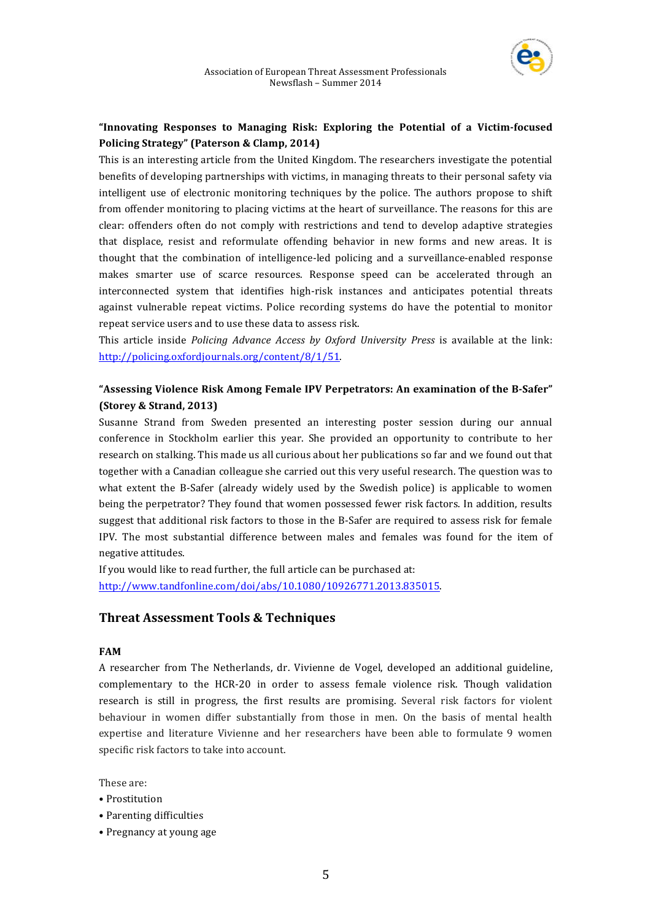**"Innovating Responses to Managing Risk: Exploring the Potential of a Victim-focused Policing Strategy" (Paterson & Clamp, 2014)**

This is an interesting article from the United Kingdom. The researchers investigate the potential benefits of developing partnerships with victims, in managing threats to their personal safety via intelligent use of electronic monitoring techniques by the police. The authors propose to shift from offender monitoring to placing victims at the heart of surveillance. The reasons for this are clear: offenders often do not comply with restrictions and tend to develop adaptive strategies that displace, resist and reformulate offending behavior in new forms and new areas. It is thought that the combination of intelligence-led policing and a surveillance-enabled response makes smarter use of scarce resources. Response speed can be accelerated through an interconnected system that identifies high-risk instances and anticipates potential threats against vulnerable repeat victims. Police recording systems do have the potential to monitor repeat service users and to use these data to assess risk.

This article inside *Policing Advance Access by Oxford University Press* is available at the link: http://policing.oxfordjournals.org/content/8/1/51.

**"Assessing Violence Risk Among Female IPV Perpetrators: An examination of the B-Safer" (Storey & Strand, 2013)**

Susanne Strand from Sweden presented an interesting poster session during our annual conference in Stockholm earlier this year. She provided an opportunity to contribute to her research on stalking. This made us all curious about her publications so far and we found out that together with a Canadian colleague she carried out this very useful research. The question was to what extent the B-Safer (already widely used by the Swedish police) is applicable to women being the perpetrator? They found that women possessed fewer risk factors. In addition, results suggest that additional risk factors to those in the B-Safer are required to assess risk for female IPV. The most substantial difference between males and females was found for the item of negative attitudes.

If you would like to read further, the full article can be purchased at: http://www.tandfonline.com/doi/abs/10.1080/10926771.2013.835015.

## Threat Assessment Tools & Techniques

**FAM**

A researcher from The Netherlands, dr. Vivienne de Vogel, developed an additional guideline, complementary to the HCR-20 in order to assess female violence risk. Though validation research is still in progress, the first results are promising. Several risk factors for violent behaviour in women differ substantially from those in men. On the basis of mental health expertise and literature Vivienne and her researchers have been able to formulate 9 women specific risk factors to take into account.

These are:

- Prostitution
- Parenting difficulties
- Pregnancy at young age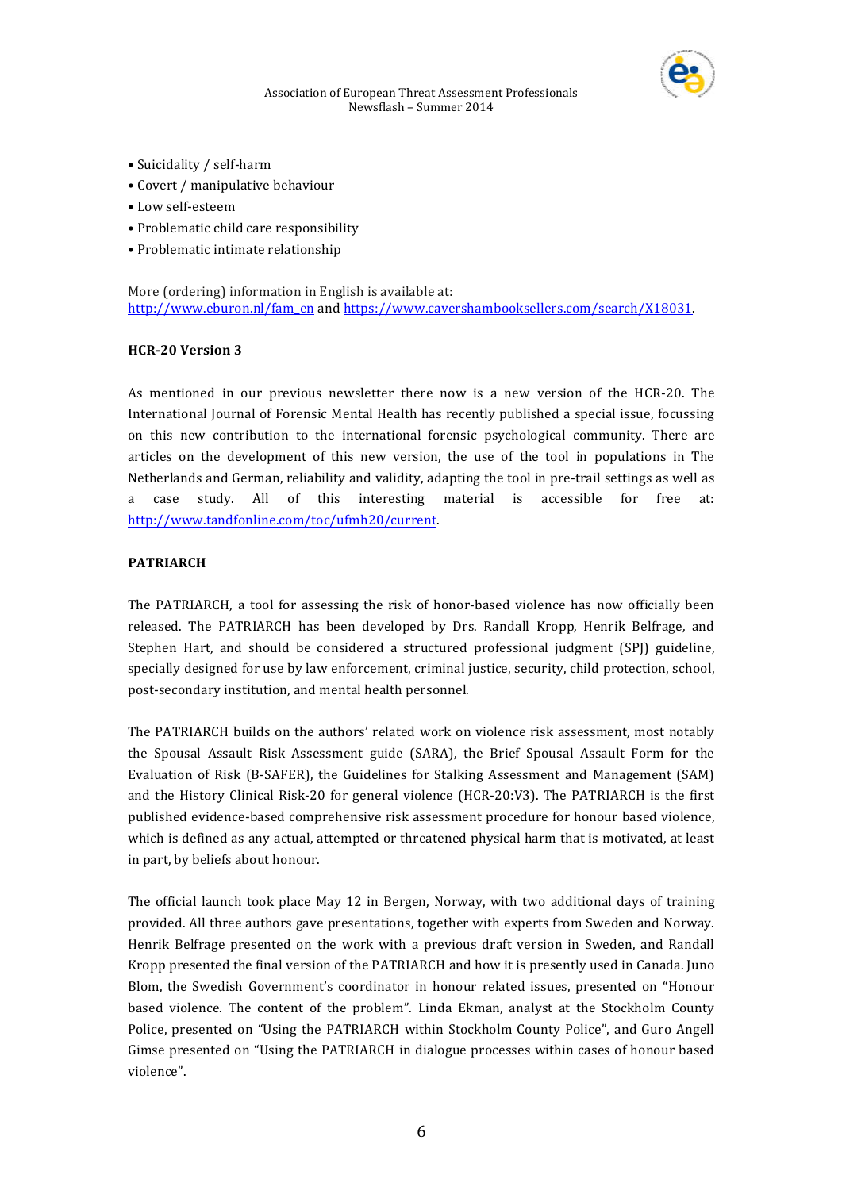- Suicidality / self-harm
- Covert / manipulative behaviour
- Low self-esteem
- Problematic child care responsibility
- Problematic intimate relationship

More (ordering) information in English is available at: http://www.eburon.nl/fam_en and https://www.cavershambooksellers.com/search/X18031.

**HCR-20 Version 3**

As mentioned in our previous newsletter there now is a new version of the HCR-20. The International Journal of Forensic Mental Health has recently published a special issue, focussing on this new contribution to the international forensic psychological community. There are articles on the development of this new version, the use of the tool in populations in The Netherlands and German, reliability and validity, adapting the tool in pre-trail settings as well as a case study. All of this interesting material is accessible for free at: http://www.tandfonline.com/toc/ufmh20/current.

**PATRIARCH**

The PATRIARCH, a tool for assessing the risk of honor-based violence has now officially been released. The PATRIARCH has been developed by Drs. Randall Kropp, Henrik Belfrage, and Stephen Hart, and should be considered a structured professional judgment (SPJ) guideline, specially designed for use by law enforcement, criminal justice, security, child protection, school, post-secondary institution, and mental health personnel.

The PATRIARCH builds on the authors' related work on violence risk assessment, most notably the Spousal Assault Risk Assessment guide (SARA), the Brief Spousal Assault Form for the Evaluation of Risk (B-SAFER), the Guidelines for Stalking Assessment and Management (SAM) and the History Clinical Risk-20 for general violence (HCR-20:V3). The PATRIARCH is the first published evidence-based comprehensive risk assessment procedure for honour based violence, which is defined as any actual, attempted or threatened physical harm that is motivated, at least in part, by beliefs about honour.

The official launch took place May 12 in Bergen, Norway, with two additional days of training provided. All three authors gave presentations, together with experts from Sweden and Norway. Henrik Belfrage presented on the work with a previous draft version in Sweden, and Randall Kropp presented the final version of the PATRIARCH and how it is presently used in Canada. Juno Blom, the Swedish Government's coordinator in honour related issues, presented on "Honour based violence. The content of the problem". Linda Ekman, analyst at the Stockholm County Police, presented on "Using the PATRIARCH within Stockholm County Police", and Guro Angell Gimse presented on "Using the PATRIARCH in dialogue processes within cases of honour based violence".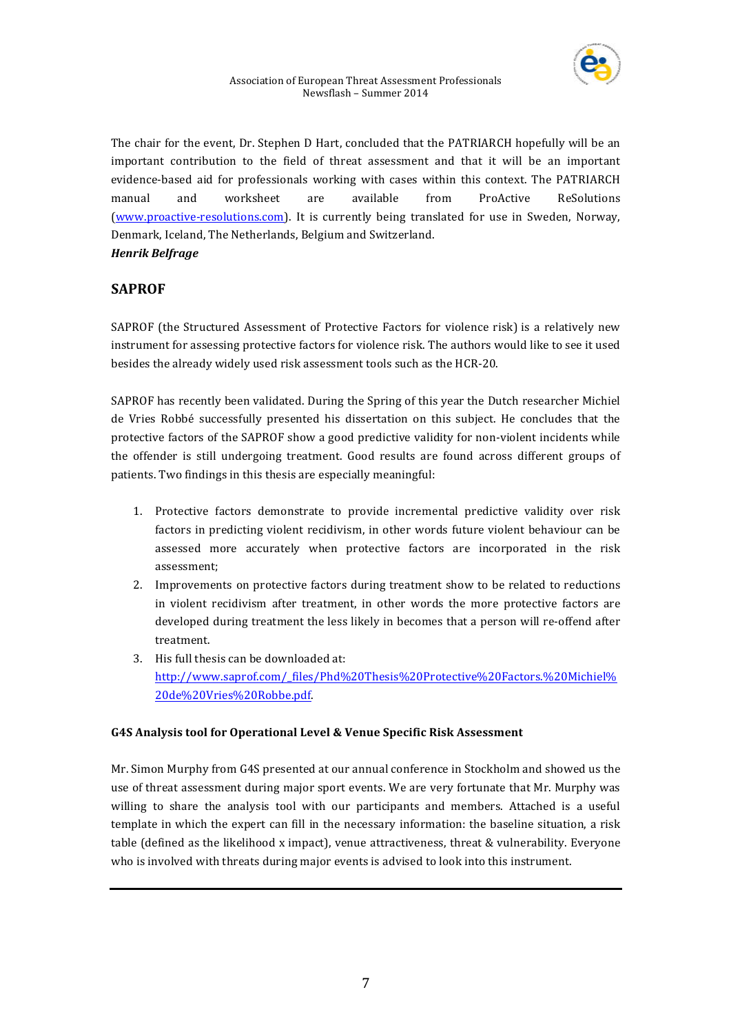The chair for the event, Dr. Stephen D Hart, concluded that the PATRIARCH hopefully will be an important contribution to the field of threat assessment and that it will be an important evidence-based aid for professionals working with cases within this context. The PATRIARCH manual and worksheet are available from ProActive ReSolutions (www.proactive-resolutions.com). It is currently being translated for use in Sweden, Norway, Denmark, Iceland, The Netherlands, Belgium and Switzerland.

***Henrik Belfrage***

## SAPROF

SAPROF (the Structured Assessment of Protective Factors for violence risk) is a relatively new instrument for assessing protective factors for violence risk. The authors would like to see it used besides the already widely used risk assessment tools such as the HCR-20.

SAPROF has recently been validated. During the Spring of this year the Dutch researcher Michiel de Vries Robbé successfully presented his dissertation on this subject. He concludes that the protective factors of the SAPROF show a good predictive validity for non-violent incidents while the offender is still undergoing treatment. Good results are found across different groups of patients. Two findings in this thesis are especially meaningful:

1. Protective factors demonstrate to provide incremental predictive validity over risk factors in predicting violent recidivism, in other words future violent behaviour can be assessed more accurately when protective factors are incorporated in the risk assessment;
2. Improvements on protective factors during treatment show to be related to reductions in violent recidivism after treatment, in other words the more protective factors are developed during treatment the less likely in becomes that a person will re-offend after treatment.
3. His full thesis can be downloaded at: http://www.saprof.com/_files/Phd%20Thesis%20Protective%20Factors.%20Michiel%20de%20Vries%20Robbe.pdf.

### G4S Analysis tool for Operational Level & Venue Specific Risk Assessment

Mr. Simon Murphy from G4S presented at our annual conference in Stockholm and showed us the use of threat assessment during major sport events. We are very fortunate that Mr. Murphy was willing to share the analysis tool with our participants and members. Attached is a useful template in which the expert can fill in the necessary information: the baseline situation, a risk table (defined as the likelihood x impact), venue attractiveness, threat & vulnerability. Everyone who is involved with threats during major events is advised to look into this instrument.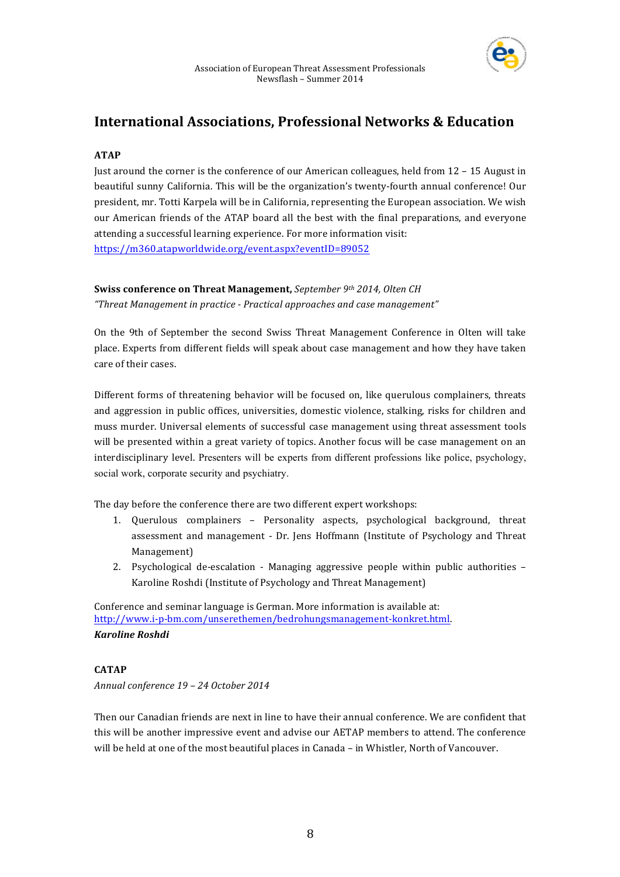# International Associations, Professional Networks & Education

**ATAP**

Just around the corner is the conference of our American colleagues, held from 12 – 15 August in beautiful sunny California. This will be the organization's twenty-fourth annual conference! Our president, mr. Totti Karpela will be in California, representing the European association. We wish our American friends of the ATAP board all the best with the final preparations, and everyone attending a successful learning experience. For more information visit: https://m360.atapworldwide.org/event.aspx?eventID=89052

**Swiss conference on Threat Management,** *September 9th 2014, Olten CH*
*"Threat Management in practice - Practical approaches and case management"*

On the 9th of September the second Swiss Threat Management Conference in Olten will take place. Experts from different fields will speak about case management and how they have taken care of their cases.

Different forms of threatening behavior will be focused on, like querulous complainers, threats and aggression in public offices, universities, domestic violence, stalking, risks for children and muss murder. Universal elements of successful case management using threat assessment tools will be presented within a great variety of topics. Another focus will be case management on an interdisciplinary level. Presenters will be experts from different professions like police, psychology, social work, corporate security and psychiatry.

The day before the conference there are two different expert workshops:

1. Querulous complainers – Personality aspects, psychological background, threat assessment and management - Dr. Jens Hoffmann (Institute of Psychology and Threat Management)
2. Psychological de-escalation - Managing aggressive people within public authorities – Karoline Roshdi (Institute of Psychology and Threat Management)

Conference and seminar language is German. More information is available at: http://www.i-p-bm.com/unserethemen/bedrohungsmanagement-konkret.html.

***Karoline Roshdi***

**CATAP**

*Annual conference 19 – 24 October 2014*

Then our Canadian friends are next in line to have their annual conference. We are confident that this will be another impressive event and advise our AETAP members to attend. The conference will be held at one of the most beautiful places in Canada – in Whistler, North of Vancouver.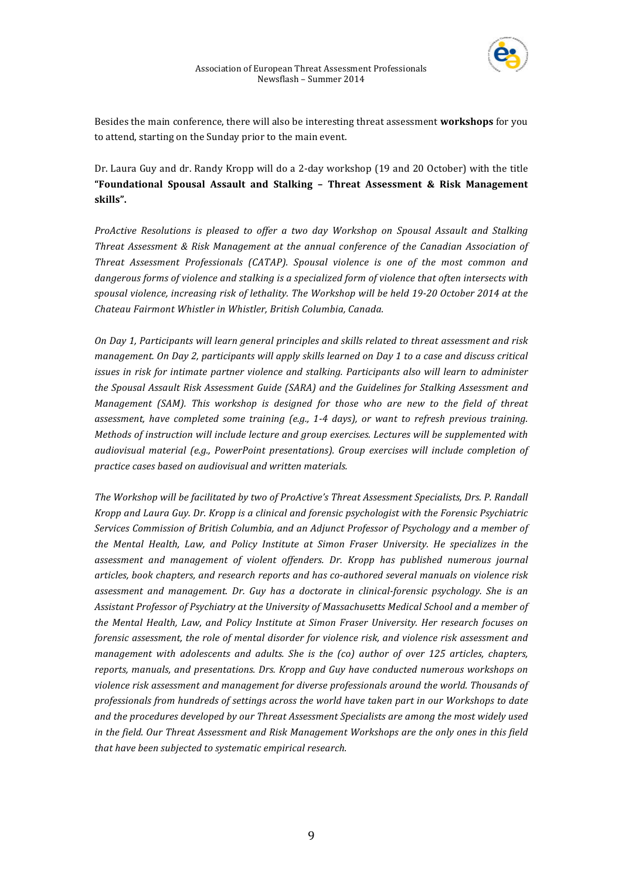Besides the main conference, there will also be interesting threat assessment **workshops** for you to attend, starting on the Sunday prior to the main event.

Dr. Laura Guy and dr. Randy Kropp will do a 2-day workshop (19 and 20 October) with the title **"Foundational Spousal Assault and Stalking – Threat Assessment & Risk Management skills".**

*ProActive Resolutions is pleased to offer a two day Workshop on Spousal Assault and Stalking Threat Assessment & Risk Management at the annual conference of the Canadian Association of Threat Assessment Professionals (CATAP). Spousal violence is one of the most common and dangerous forms of violence and stalking is a specialized form of violence that often intersects with spousal violence, increasing risk of lethality. The Workshop will be held 19-20 October 2014 at the Chateau Fairmont Whistler in Whistler, British Columbia, Canada.*

*On Day 1, Participants will learn general principles and skills related to threat assessment and risk management. On Day 2, participants will apply skills learned on Day 1 to a case and discuss critical issues in risk for intimate partner violence and stalking. Participants also will learn to administer the Spousal Assault Risk Assessment Guide (SARA) and the Guidelines for Stalking Assessment and Management (SAM). This workshop is designed for those who are new to the field of threat assessment, have completed some training (e.g., 1-4 days), or want to refresh previous training. Methods of instruction will include lecture and group exercises. Lectures will be supplemented with audiovisual material (e.g., PowerPoint presentations). Group exercises will include completion of practice cases based on audiovisual and written materials.*

*The Workshop will be facilitated by two of ProActive's Threat Assessment Specialists, Drs. P. Randall Kropp and Laura Guy. Dr. Kropp is a clinical and forensic psychologist with the Forensic Psychiatric Services Commission of British Columbia, and an Adjunct Professor of Psychology and a member of the Mental Health, Law, and Policy Institute at Simon Fraser University. He specializes in the assessment and management of violent offenders. Dr. Kropp has published numerous journal articles, book chapters, and research reports and has co-authored several manuals on violence risk assessment and management. Dr. Guy has a doctorate in clinical-forensic psychology. She is an Assistant Professor of Psychiatry at the University of Massachusetts Medical School and a member of the Mental Health, Law, and Policy Institute at Simon Fraser University. Her research focuses on forensic assessment, the role of mental disorder for violence risk, and violence risk assessment and management with adolescents and adults. She is the (co) author of over 125 articles, chapters, reports, manuals, and presentations. Drs. Kropp and Guy have conducted numerous workshops on violence risk assessment and management for diverse professionals around the world. Thousands of professionals from hundreds of settings across the world have taken part in our Workshops to date and the procedures developed by our Threat Assessment Specialists are among the most widely used in the field. Our Threat Assessment and Risk Management Workshops are the only ones in this field that have been subjected to systematic empirical research.*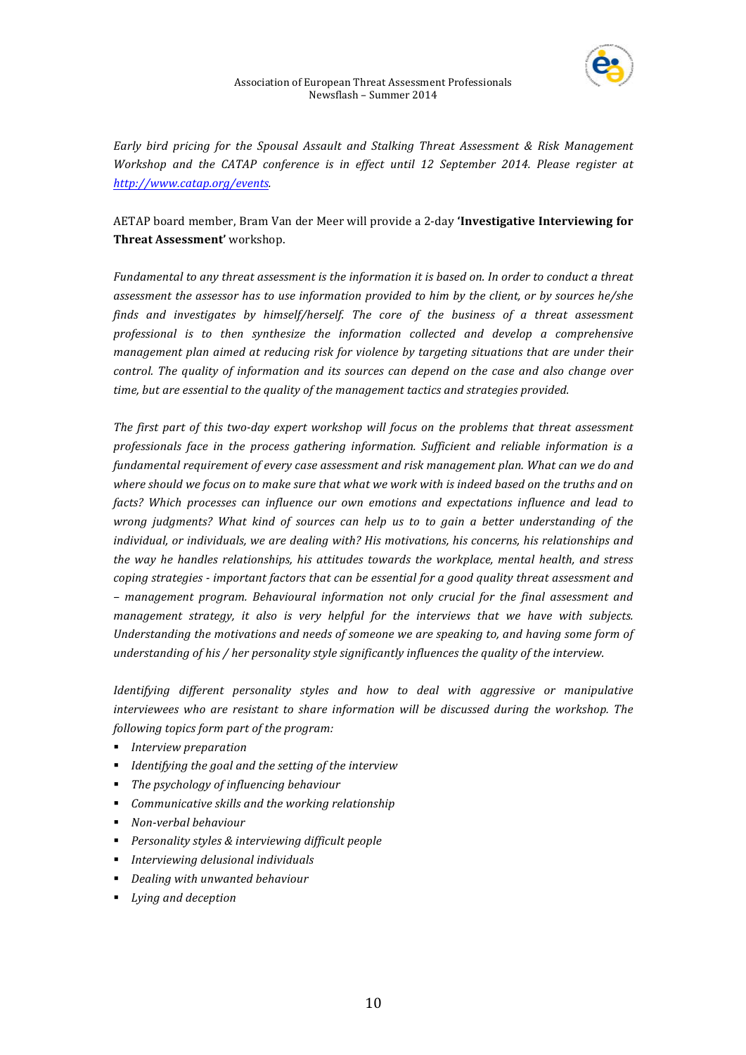*Early bird pricing for the Spousal Assault and Stalking Threat Assessment & Risk Management Workshop and the CATAP conference is in effect until 12 September 2014. Please register at [http://www.catap.org/events](http://www.catap.org/events).*

AETAP board member, Bram Van der Meer will provide a 2-day **'Investigative Interviewing for Threat Assessment'** workshop.

*Fundamental to any threat assessment is the information it is based on. In order to conduct a threat assessment the assessor has to use information provided to him by the client, or by sources he/she finds and investigates by himself/herself. The core of the business of a threat assessment professional is to then synthesize the information collected and develop a comprehensive management plan aimed at reducing risk for violence by targeting situations that are under their control. The quality of information and its sources can depend on the case and also change over time, but are essential to the quality of the management tactics and strategies provided.*

*The first part of this two-day expert workshop will focus on the problems that threat assessment professionals face in the process gathering information. Sufficient and reliable information is a fundamental requirement of every case assessment and risk management plan. What can we do and where should we focus on to make sure that what we work with is indeed based on the truths and on facts? Which processes can influence our own emotions and expectations influence and lead to wrong judgments? What kind of sources can help us to to gain a better understanding of the individual, or individuals, we are dealing with? His motivations, his concerns, his relationships and the way he handles relationships, his attitudes towards the workplace, mental health, and stress coping strategies - important factors that can be essential for a good quality threat assessment and – management program. Behavioural information not only crucial for the final assessment and management strategy, it also is very helpful for the interviews that we have with subjects. Understanding the motivations and needs of someone we are speaking to, and having some form of understanding of his / her personality style significantly influences the quality of the interview.*

*Identifying different personality styles and how to deal with aggressive or manipulative interviewees who are resistant to share information will be discussed during the workshop. The following topics form part of the program:*

- *Interview preparation*
- *Identifying the goal and the setting of the interview*
- *The psychology of influencing behaviour*
- *Communicative skills and the working relationship*
- *Non-verbal behaviour*
- *Personality styles & interviewing difficult people*
- *Interviewing delusional individuals*
- *Dealing with unwanted behaviour*
- *Lying and deception*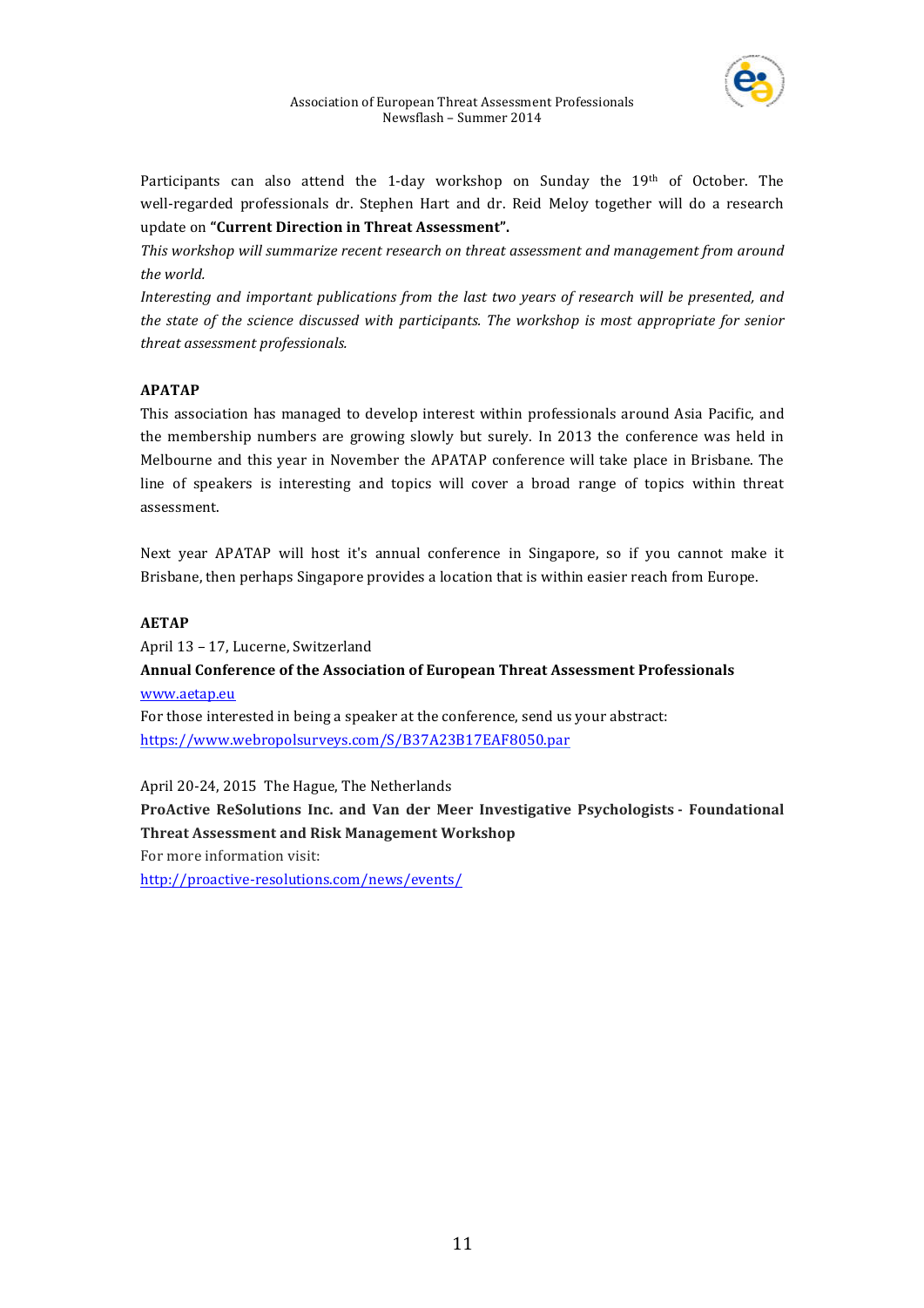Participants can also attend the 1-day workshop on Sunday the 19th of October. The well-regarded professionals dr. Stephen Hart and dr. Reid Meloy together will do a research update on **"Current Direction in Threat Assessment".**

*This workshop will summarize recent research on threat assessment and management from around the world.*

*Interesting and important publications from the last two years of research will be presented, and the state of the science discussed with participants. The workshop is most appropriate for senior threat assessment professionals.*

**APATAP**

This association has managed to develop interest within professionals around Asia Pacific, and the membership numbers are growing slowly but surely. In 2013 the conference was held in Melbourne and this year in November the APATAP conference will take place in Brisbane. The line of speakers is interesting and topics will cover a broad range of topics within threat assessment.

Next year APATAP will host it's annual conference in Singapore, so if you cannot make it Brisbane, then perhaps Singapore provides a location that is within easier reach from Europe.

**AETAP**

April 13 – 17, Lucerne, Switzerland

**Annual Conference of the Association of European Threat Assessment Professionals**

[www.aetap.eu](www.aetap.eu)

For those interested in being a speaker at the conference, send us your abstract:
[https://www.webropolsurveys.com/S/B37A23B17EAF8050.par](https://www.webropolsurveys.com/S/B37A23B17EAF8050.par)

April 20-24, 2015 The Hague, The Netherlands

**ProActive ReSolutions Inc. and Van der Meer Investigative Psychologists - Foundational Threat Assessment and Risk Management Workshop**

For more information visit:
[http://proactive-resolutions.com/news/events/](http://proactive-resolutions.com/news/events/)